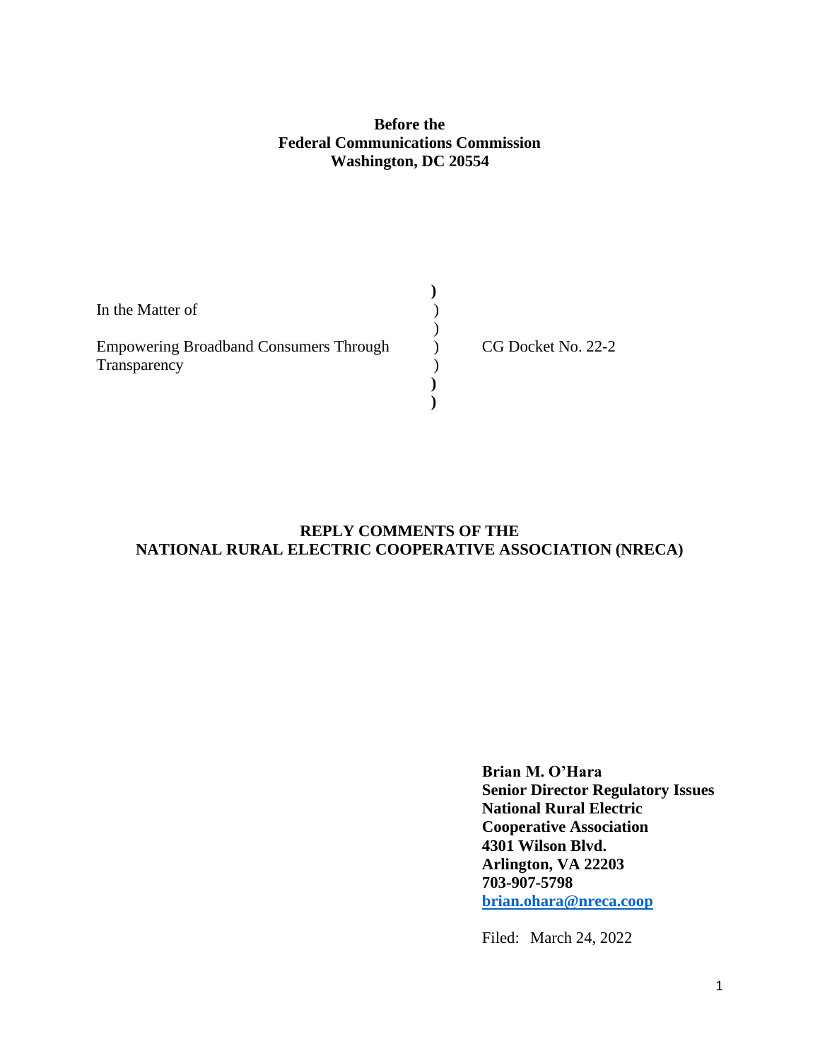**Before the**
**Federal Communications Commission**
**Washington, DC 20554**

| | | |
|---|---|---|
| In the Matter of | ) | |
| | ) | |
| Empowering Broadband Consumers Through Transparency | ) | CG Docket No. 22-2 |
| | ) | |

## REPLY COMMENTS OF THE NATIONAL RURAL ELECTRIC COOPERATIVE ASSOCIATION (NRECA)

**Brian M. O'Hara**
**Senior Director Regulatory Issues**
**National Rural Electric Cooperative Association**
**4301 Wilson Blvd.**
**Arlington, VA 22203**
**703-907-5798**
**[brian.ohara@nreca.coop](mailto:brian.ohara@nreca.coop)**

Filed: March 24, 2022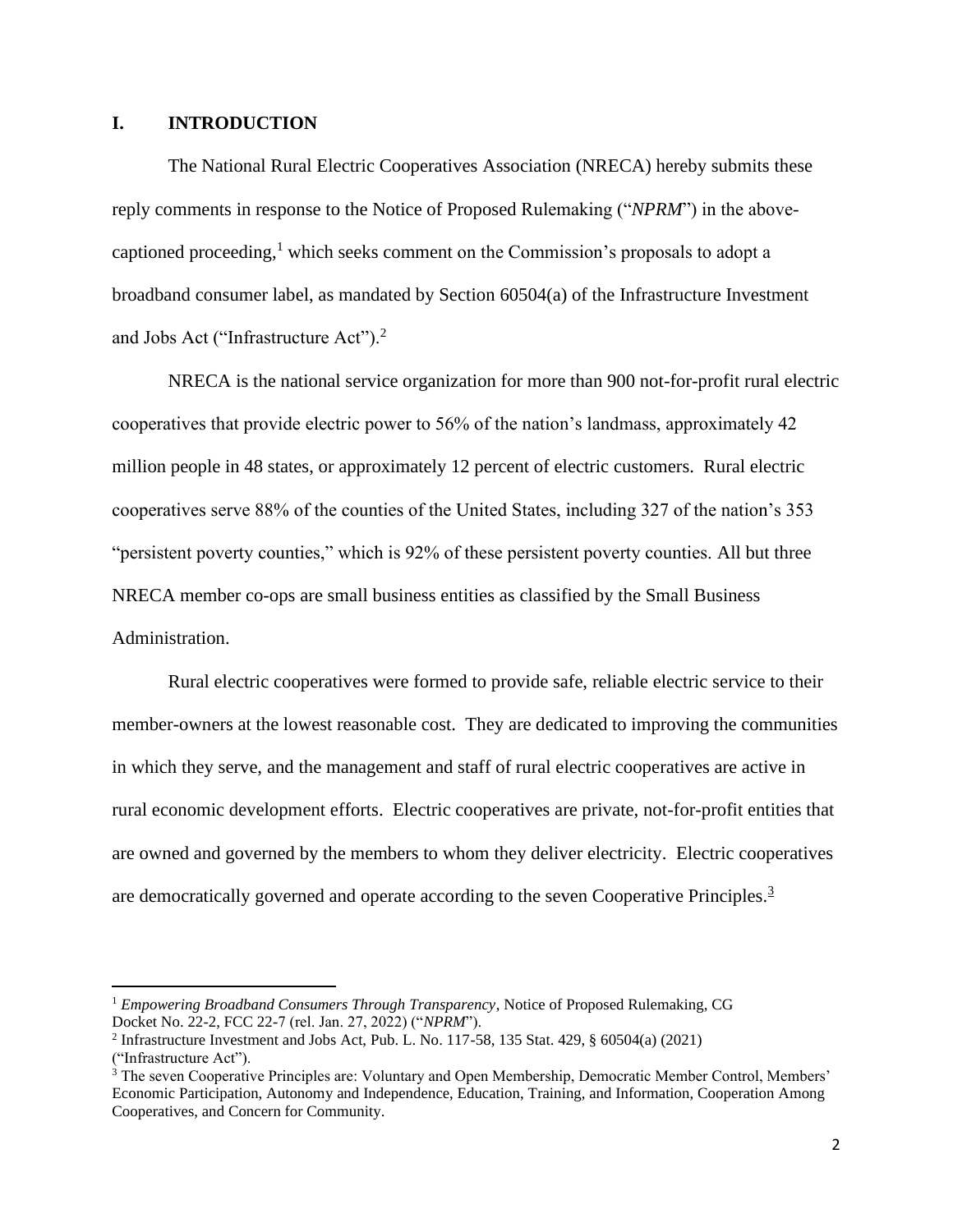## I. INTRODUCTION

The National Rural Electric Cooperatives Association (NRECA) hereby submits these reply comments in response to the Notice of Proposed Rulemaking ("*NPRM*") in the above-captioned proceeding,[1] which seeks comment on the Commission's proposals to adopt a broadband consumer label, as mandated by Section 60504(a) of the Infrastructure Investment and Jobs Act ("Infrastructure Act").[2]

NRECA is the national service organization for more than 900 not-for-profit rural electric cooperatives that provide electric power to 56% of the nation's landmass, approximately 42 million people in 48 states, or approximately 12 percent of electric customers. Rural electric cooperatives serve 88% of the counties of the United States, including 327 of the nation's 353 "persistent poverty counties," which is 92% of these persistent poverty counties. All but three NRECA member co-ops are small business entities as classified by the Small Business Administration.

Rural electric cooperatives were formed to provide safe, reliable electric service to their member-owners at the lowest reasonable cost. They are dedicated to improving the communities in which they serve, and the management and staff of rural electric cooperatives are active in rural economic development efforts. Electric cooperatives are private, not-for-profit entities that are owned and governed by the members to whom they deliver electricity. Electric cooperatives are democratically governed and operate according to the seven Cooperative Principles.[3]

---

[1] *Empowering Broadband Consumers Through Transparency*, Notice of Proposed Rulemaking, CG Docket No. 22-2, FCC 22-7 (rel. Jan. 27, 2022) ("*NPRM*").

[2] Infrastructure Investment and Jobs Act, Pub. L. No. 117-58, 135 Stat. 429, § 60504(a) (2021) ("Infrastructure Act").

[3] The seven Cooperative Principles are: Voluntary and Open Membership, Democratic Member Control, Members' Economic Participation, Autonomy and Independence, Education, Training, and Information, Cooperation Among Cooperatives, and Concern for Community.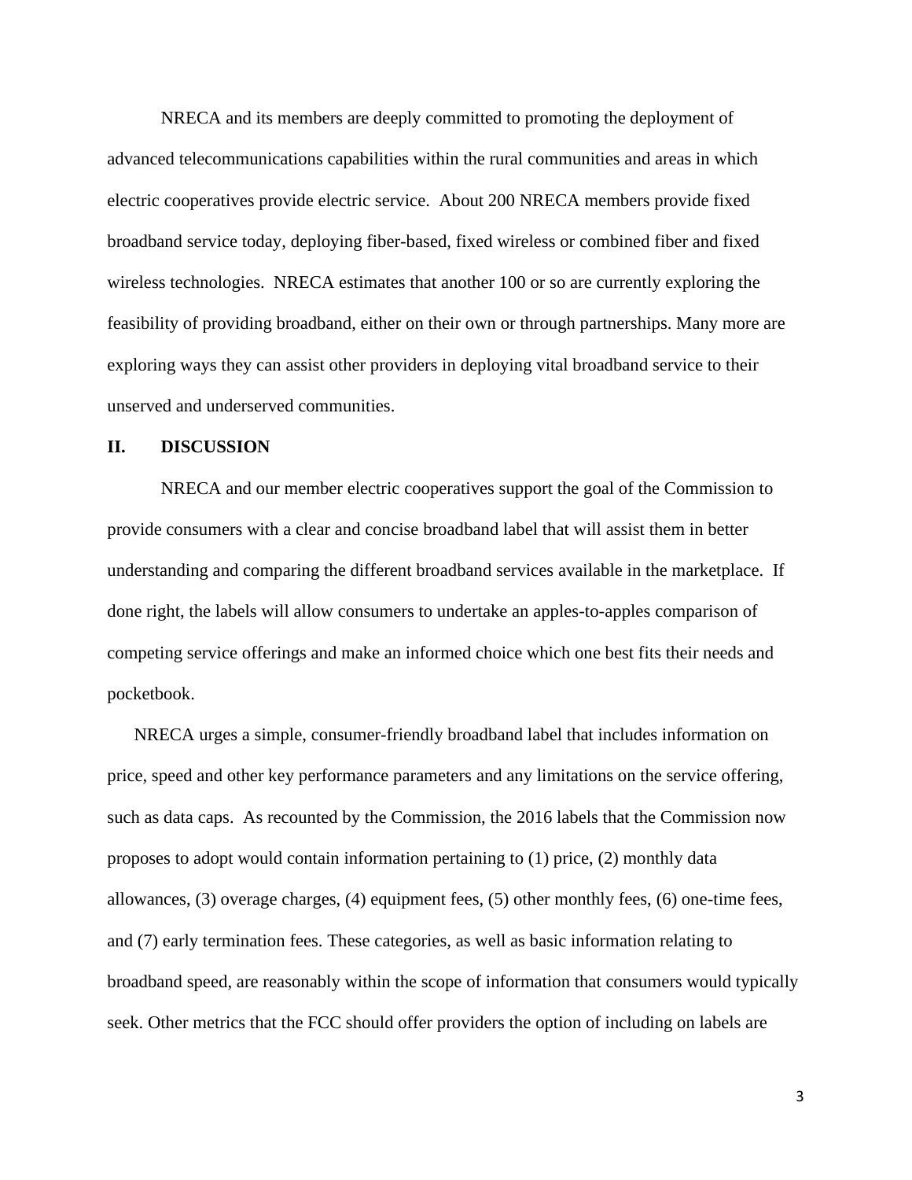NRECA and its members are deeply committed to promoting the deployment of advanced telecommunications capabilities within the rural communities and areas in which electric cooperatives provide electric service. About 200 NRECA members provide fixed broadband service today, deploying fiber-based, fixed wireless or combined fiber and fixed wireless technologies. NRECA estimates that another 100 or so are currently exploring the feasibility of providing broadband, either on their own or through partnerships. Many more are exploring ways they can assist other providers in deploying vital broadband service to their unserved and underserved communities.

## II. DISCUSSION

NRECA and our member electric cooperatives support the goal of the Commission to provide consumers with a clear and concise broadband label that will assist them in better understanding and comparing the different broadband services available in the marketplace. If done right, the labels will allow consumers to undertake an apples-to-apples comparison of competing service offerings and make an informed choice which one best fits their needs and pocketbook.

NRECA urges a simple, consumer-friendly broadband label that includes information on price, speed and other key performance parameters and any limitations on the service offering, such as data caps. As recounted by the Commission, the 2016 labels that the Commission now proposes to adopt would contain information pertaining to (1) price, (2) monthly data allowances, (3) overage charges, (4) equipment fees, (5) other monthly fees, (6) one-time fees, and (7) early termination fees. These categories, as well as basic information relating to broadband speed, are reasonably within the scope of information that consumers would typically seek. Other metrics that the FCC should offer providers the option of including on labels are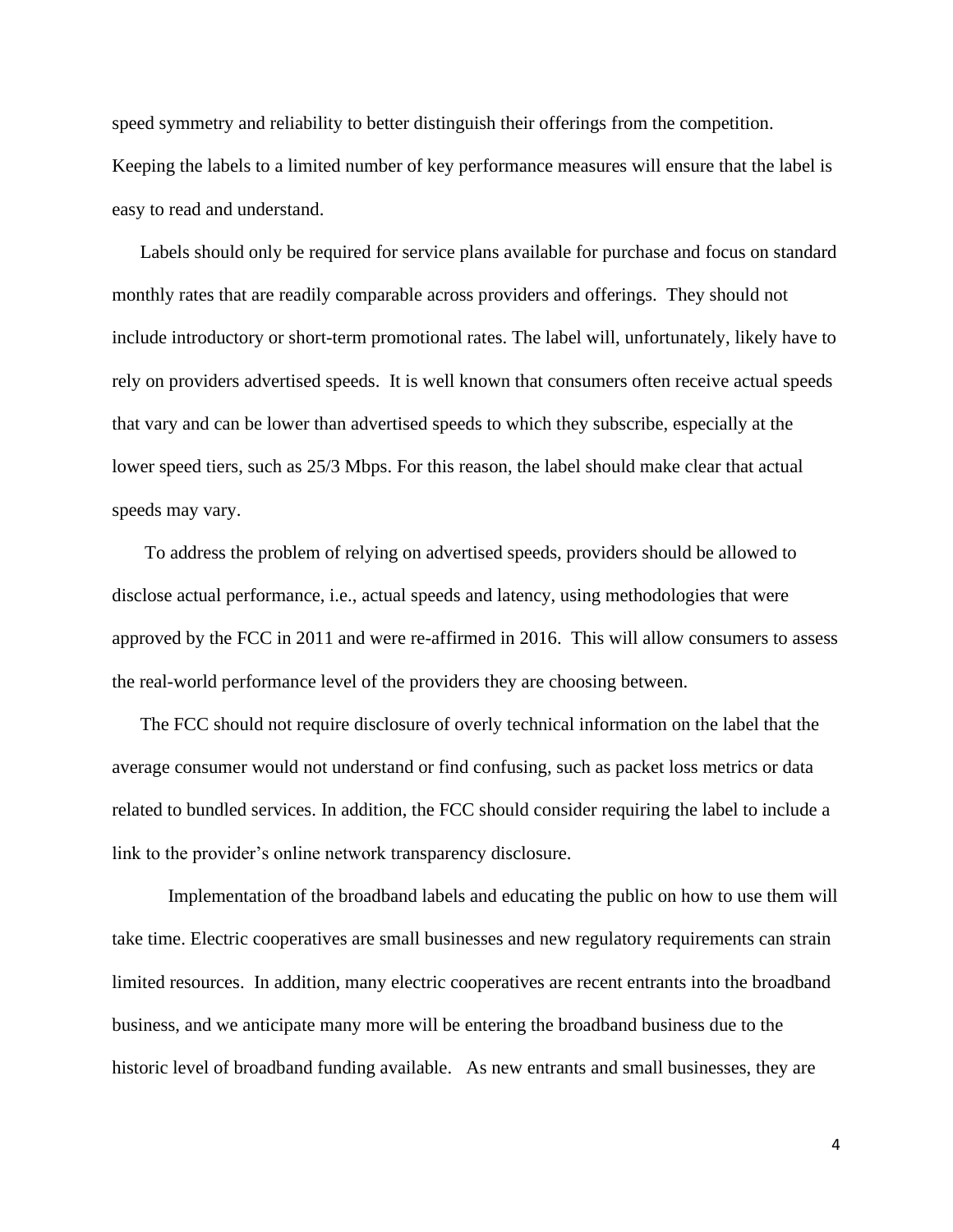speed symmetry and reliability to better distinguish their offerings from the competition. Keeping the labels to a limited number of key performance measures will ensure that the label is easy to read and understand.

Labels should only be required for service plans available for purchase and focus on standard monthly rates that are readily comparable across providers and offerings. They should not include introductory or short-term promotional rates. The label will, unfortunately, likely have to rely on providers advertised speeds. It is well known that consumers often receive actual speeds that vary and can be lower than advertised speeds to which they subscribe, especially at the lower speed tiers, such as 25/3 Mbps. For this reason, the label should make clear that actual speeds may vary.

To address the problem of relying on advertised speeds, providers should be allowed to disclose actual performance, i.e., actual speeds and latency, using methodologies that were approved by the FCC in 2011 and were re-affirmed in 2016. This will allow consumers to assess the real-world performance level of the providers they are choosing between.

The FCC should not require disclosure of overly technical information on the label that the average consumer would not understand or find confusing, such as packet loss metrics or data related to bundled services. In addition, the FCC should consider requiring the label to include a link to the provider's online network transparency disclosure.

Implementation of the broadband labels and educating the public on how to use them will take time. Electric cooperatives are small businesses and new regulatory requirements can strain limited resources. In addition, many electric cooperatives are recent entrants into the broadband business, and we anticipate many more will be entering the broadband business due to the historic level of broadband funding available. As new entrants and small businesses, they are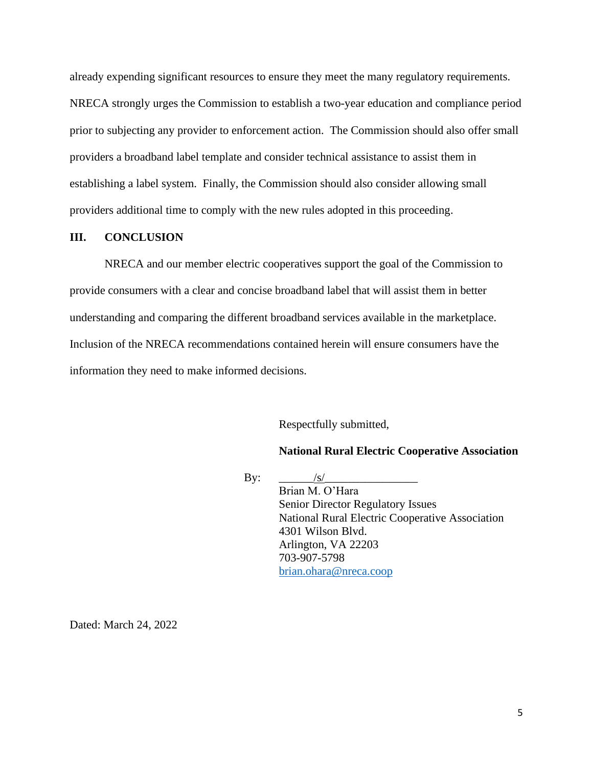already expending significant resources to ensure they meet the many regulatory requirements. NRECA strongly urges the Commission to establish a two-year education and compliance period prior to subjecting any provider to enforcement action. The Commission should also offer small providers a broadband label template and consider technical assistance to assist them in establishing a label system. Finally, the Commission should also consider allowing small providers additional time to comply with the new rules adopted in this proceeding.

## III. CONCLUSION

NRECA and our member electric cooperatives support the goal of the Commission to provide consumers with a clear and concise broadband label that will assist them in better understanding and comparing the different broadband services available in the marketplace. Inclusion of the NRECA recommendations contained herein will ensure consumers have the information they need to make informed decisions.

Respectfully submitted,

**National Rural Electric Cooperative Association**

By: ______/s/________________
Brian M. O'Hara
Senior Director Regulatory Issues
National Rural Electric Cooperative Association
4301 Wilson Blvd.
Arlington, VA 22203
703-907-5798
brian.ohara@nreca.coop

Dated: March 24, 2022